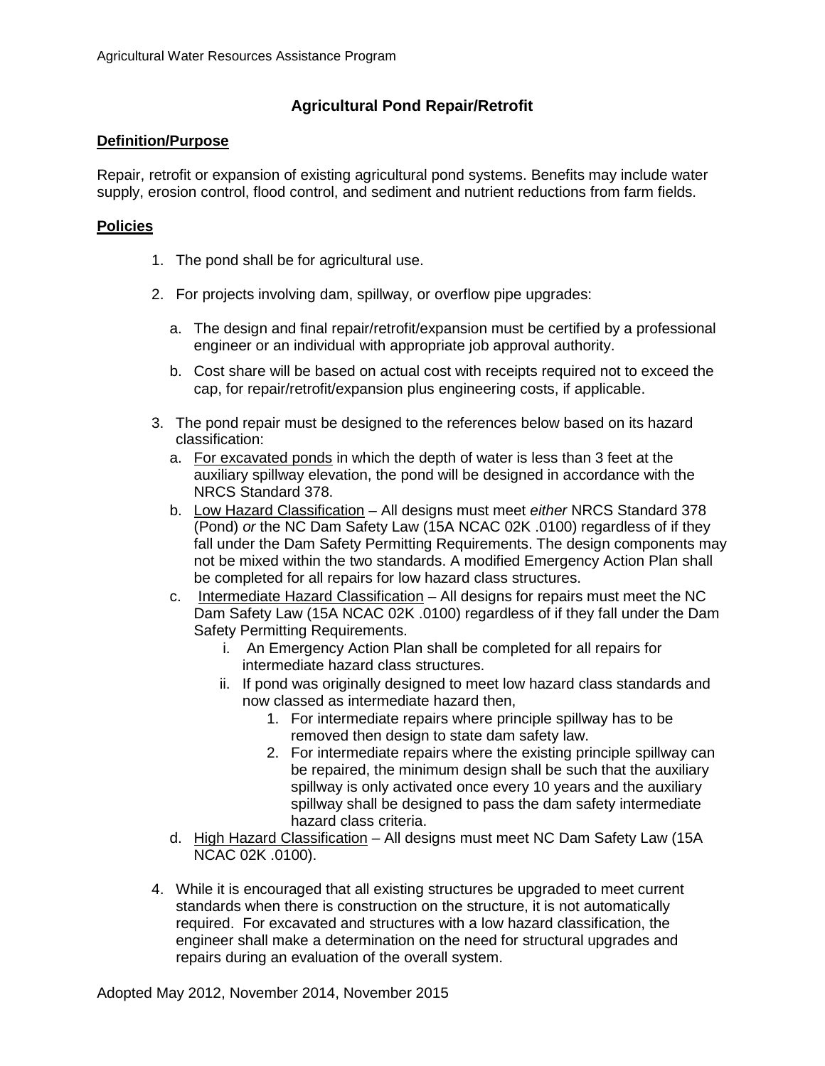# Agricultural Pond Repair/Retrofit

## Definition/Purpose

Repair, retrofit or expansion of existing agricultural pond systems. Benefits may include water supply, erosion control, flood control, and sediment and nutrient reductions from farm fields.

## Policies

1. The pond shall be for agricultural use.

2. For projects involving dam, spillway, or overflow pipe upgrades:

   a. The design and final repair/retrofit/expansion must be certified by a professional engineer or an individual with appropriate job approval authority.

   b. Cost share will be based on actual cost with receipts required not to exceed the cap, for repair/retrofit/expansion plus engineering costs, if applicable.

3. The pond repair must be designed to the references below based on its hazard classification:
   a. For excavated ponds in which the depth of water is less than 3 feet at the auxiliary spillway elevation, the pond will be designed in accordance with the NRCS Standard 378.
   b. Low Hazard Classification – All designs must meet *either* NRCS Standard 378 (Pond) *or* the NC Dam Safety Law (15A NCAC 02K .0100) regardless of if they fall under the Dam Safety Permitting Requirements. The design components may not be mixed within the two standards. A modified Emergency Action Plan shall be completed for all repairs for low hazard class structures.
   c. Intermediate Hazard Classification – All designs for repairs must meet the NC Dam Safety Law (15A NCAC 02K .0100) regardless of if they fall under the Dam Safety Permitting Requirements.
      i. An Emergency Action Plan shall be completed for all repairs for intermediate hazard class structures.
      ii. If pond was originally designed to meet low hazard class standards and now classed as intermediate hazard then,
         1. For intermediate repairs where principle spillway has to be removed then design to state dam safety law.
         2. For intermediate repairs where the existing principle spillway can be repaired, the minimum design shall be such that the auxiliary spillway is only activated once every 10 years and the auxiliary spillway shall be designed to pass the dam safety intermediate hazard class criteria.
   d. High Hazard Classification – All designs must meet NC Dam Safety Law (15A NCAC 02K .0100).

4. While it is encouraged that all existing structures be upgraded to meet current standards when there is construction on the structure, it is not automatically required. For excavated and structures with a low hazard classification, the engineer shall make a determination on the need for structural upgrades and repairs during an evaluation of the overall system.

Adopted May 2012, November 2014, November 2015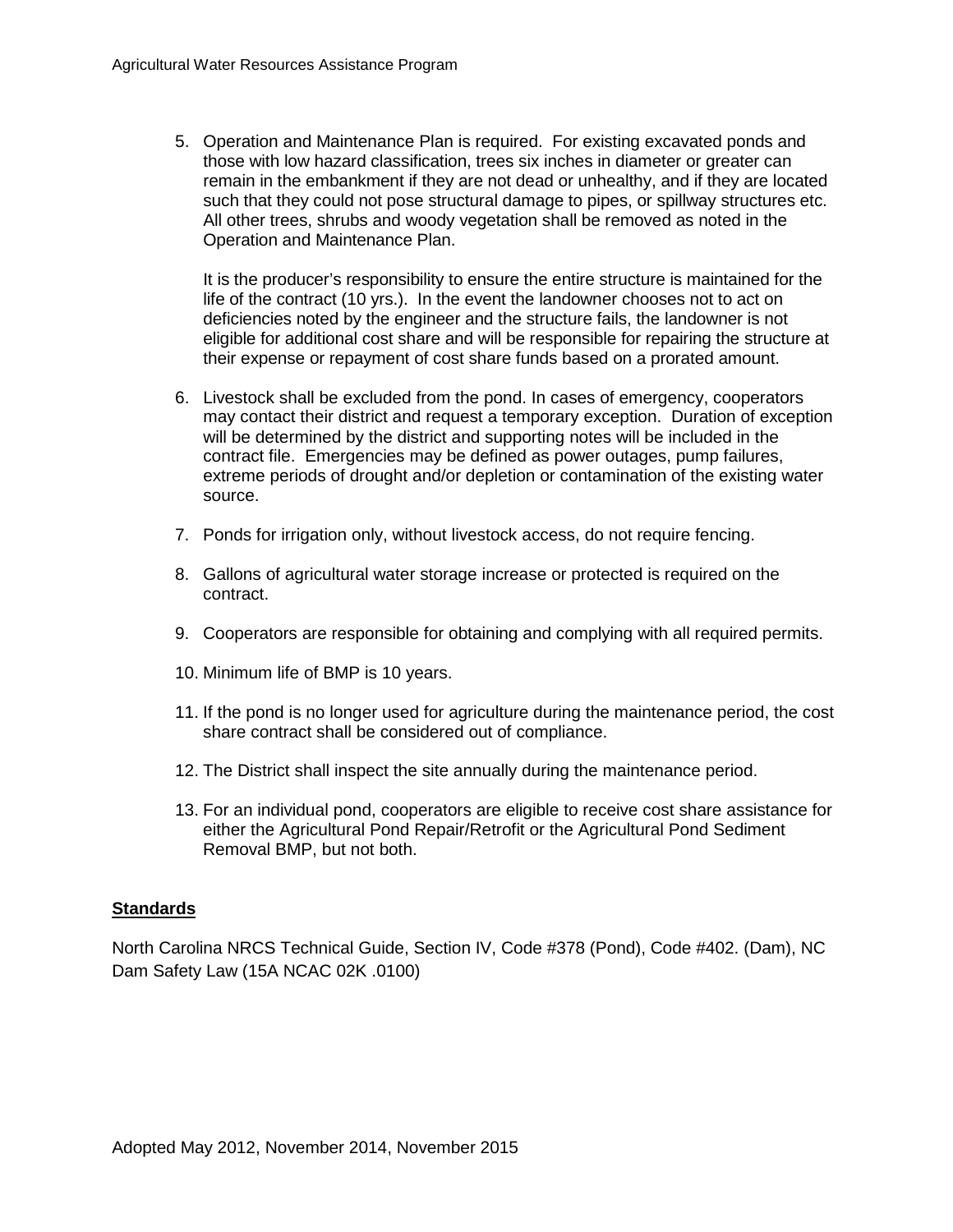5. Operation and Maintenance Plan is required. For existing excavated ponds and those with low hazard classification, trees six inches in diameter or greater can remain in the embankment if they are not dead or unhealthy, and if they are located such that they could not pose structural damage to pipes, or spillway structures etc. All other trees, shrubs and woody vegetation shall be removed as noted in the Operation and Maintenance Plan.

   It is the producer's responsibility to ensure the entire structure is maintained for the life of the contract (10 yrs.). In the event the landowner chooses not to act on deficiencies noted by the engineer and the structure fails, the landowner is not eligible for additional cost share and will be responsible for repairing the structure at their expense or repayment of cost share funds based on a prorated amount.

6. Livestock shall be excluded from the pond. In cases of emergency, cooperators may contact their district and request a temporary exception. Duration of exception will be determined by the district and supporting notes will be included in the contract file. Emergencies may be defined as power outages, pump failures, extreme periods of drought and/or depletion or contamination of the existing water source.

7. Ponds for irrigation only, without livestock access, do not require fencing.

8. Gallons of agricultural water storage increase or protected is required on the contract.

9. Cooperators are responsible for obtaining and complying with all required permits.

10. Minimum life of BMP is 10 years.

11. If the pond is no longer used for agriculture during the maintenance period, the cost share contract shall be considered out of compliance.

12. The District shall inspect the site annually during the maintenance period.

13. For an individual pond, cooperators are eligible to receive cost share assistance for either the Agricultural Pond Repair/Retrofit or the Agricultural Pond Sediment Removal BMP, but not both.

## Standards

North Carolina NRCS Technical Guide, Section IV, Code #378 (Pond), Code #402. (Dam), NC Dam Safety Law (15A NCAC 02K .0100)

Adopted May 2012, November 2014, November 2015